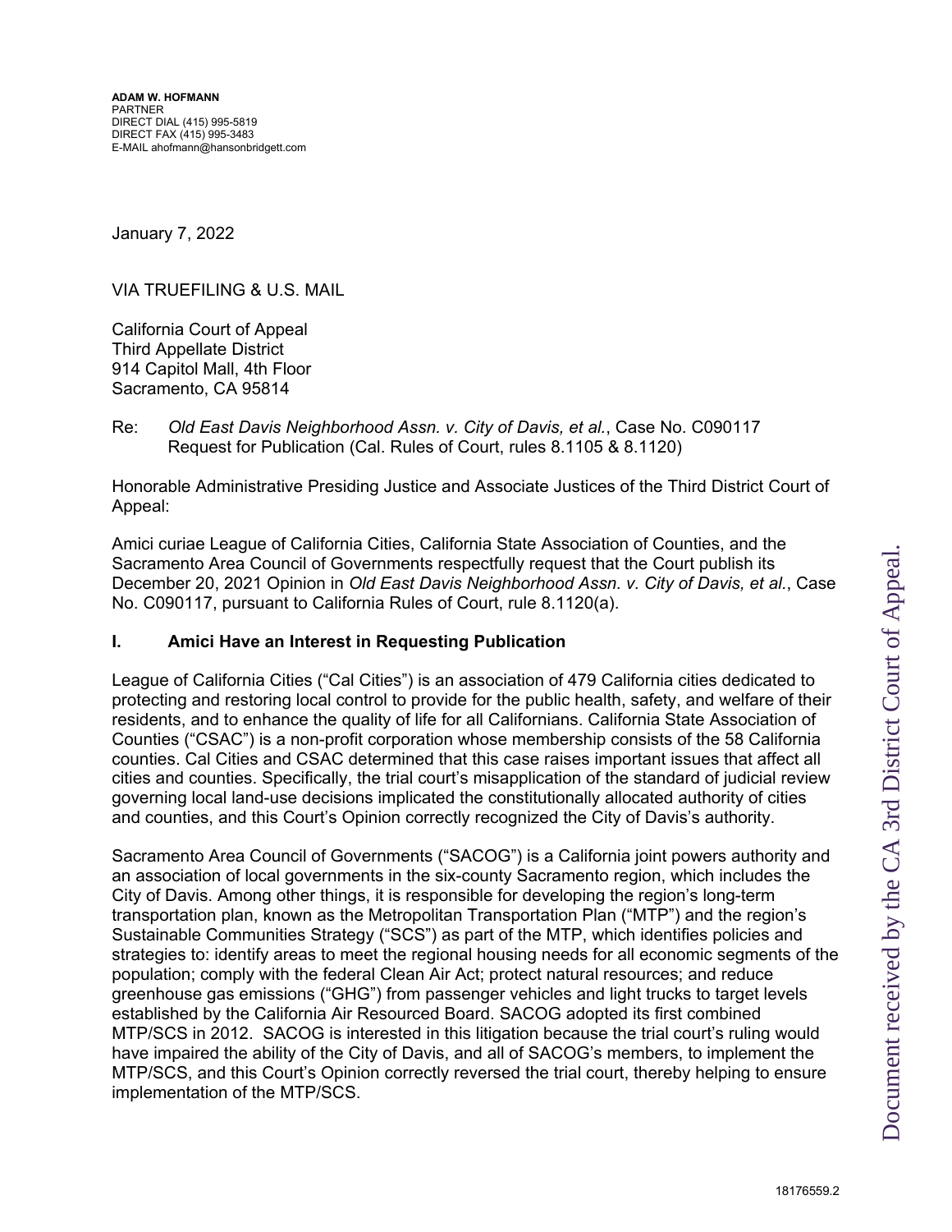**ADAM W. HOFMANN**
PARTNER
DIRECT DIAL (415) 995-5819
DIRECT FAX (415) 995-3483
E-MAIL ahofmann@hansonbridgett.com

January 7, 2022

VIA TRUEFILING & U.S. MAIL

California Court of Appeal
Third Appellate District
914 Capitol Mall, 4th Floor
Sacramento, CA 95814

Re: *Old East Davis Neighborhood Assn. v. City of Davis, et al.*, Case No. C090117
Request for Publication (Cal. Rules of Court, rules 8.1105 & 8.1120)

Honorable Administrative Presiding Justice and Associate Justices of the Third District Court of Appeal:

Amici curiae League of California Cities, California State Association of Counties, and the Sacramento Area Council of Governments respectfully request that the Court publish its December 20, 2021 Opinion in *Old East Davis Neighborhood Assn. v. City of Davis, et al.*, Case No. C090117, pursuant to California Rules of Court, rule 8.1120(a).

## I. Amici Have an Interest in Requesting Publication

League of California Cities ("Cal Cities") is an association of 479 California cities dedicated to protecting and restoring local control to provide for the public health, safety, and welfare of their residents, and to enhance the quality of life for all Californians. California State Association of Counties ("CSAC") is a non-profit corporation whose membership consists of the 58 California counties. Cal Cities and CSAC determined that this case raises important issues that affect all cities and counties. Specifically, the trial court's misapplication of the standard of judicial review governing local land-use decisions implicated the constitutionally allocated authority of cities and counties, and this Court's Opinion correctly recognized the City of Davis's authority.

Sacramento Area Council of Governments ("SACOG") is a California joint powers authority and an association of local governments in the six-county Sacramento region, which includes the City of Davis. Among other things, it is responsible for developing the region's long-term transportation plan, known as the Metropolitan Transportation Plan ("MTP") and the region's Sustainable Communities Strategy ("SCS") as part of the MTP, which identifies policies and strategies to: identify areas to meet the regional housing needs for all economic segments of the population; comply with the federal Clean Air Act; protect natural resources; and reduce greenhouse gas emissions ("GHG") from passenger vehicles and light trucks to target levels established by the California Air Resourced Board. SACOG adopted its first combined MTP/SCS in 2012. SACOG is interested in this litigation because the trial court's ruling would have impaired the ability of the City of Davis, and all of SACOG's members, to implement the MTP/SCS, and this Court's Opinion correctly reversed the trial court, thereby helping to ensure implementation of the MTP/SCS.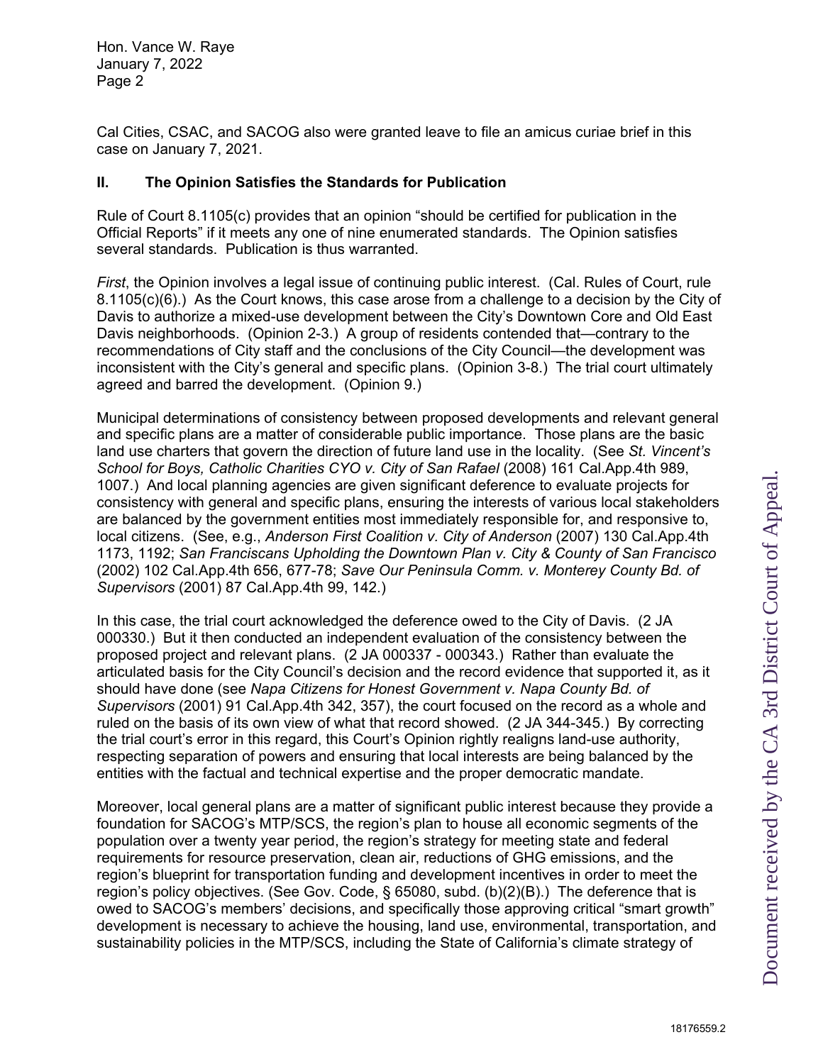Cal Cities, CSAC, and SACOG also were granted leave to file an amicus curiae brief in this case on January 7, 2021.

## II. The Opinion Satisfies the Standards for Publication

Rule of Court 8.1105(c) provides that an opinion "should be certified for publication in the Official Reports" if it meets any one of nine enumerated standards. The Opinion satisfies several standards. Publication is thus warranted.

*First*, the Opinion involves a legal issue of continuing public interest. (Cal. Rules of Court, rule 8.1105(c)(6).) As the Court knows, this case arose from a challenge to a decision by the City of Davis to authorize a mixed-use development between the City's Downtown Core and Old East Davis neighborhoods. (Opinion 2-3.) A group of residents contended that—contrary to the recommendations of City staff and the conclusions of the City Council—the development was inconsistent with the City's general and specific plans. (Opinion 3-8.) The trial court ultimately agreed and barred the development. (Opinion 9.)

Municipal determinations of consistency between proposed developments and relevant general and specific plans are a matter of considerable public importance. Those plans are the basic land use charters that govern the direction of future land use in the locality. (See *St. Vincent's School for Boys, Catholic Charities CYO v. City of San Rafael* (2008) 161 Cal.App.4th 989, 1007.) And local planning agencies are given significant deference to evaluate projects for consistency with general and specific plans, ensuring the interests of various local stakeholders are balanced by the government entities most immediately responsible for, and responsive to, local citizens. (See, e.g., *Anderson First Coalition v. City of Anderson* (2007) 130 Cal.App.4th 1173, 1192; *San Franciscans Upholding the Downtown Plan v. City & County of San Francisco* (2002) 102 Cal.App.4th 656, 677-78; *Save Our Peninsula Comm. v. Monterey County Bd. of Supervisors* (2001) 87 Cal.App.4th 99, 142.)

In this case, the trial court acknowledged the deference owed to the City of Davis. (2 JA 000330.) But it then conducted an independent evaluation of the consistency between the proposed project and relevant plans. (2 JA 000337 - 000343.) Rather than evaluate the articulated basis for the City Council's decision and the record evidence that supported it, as it should have done (see *Napa Citizens for Honest Government v. Napa County Bd. of Supervisors* (2001) 91 Cal.App.4th 342, 357), the court focused on the record as a whole and ruled on the basis of its own view of what that record showed. (2 JA 344-345.) By correcting the trial court's error in this regard, this Court's Opinion rightly realigns land-use authority, respecting separation of powers and ensuring that local interests are being balanced by the entities with the factual and technical expertise and the proper democratic mandate.

Moreover, local general plans are a matter of significant public interest because they provide a foundation for SACOG's MTP/SCS, the region's plan to house all economic segments of the population over a twenty year period, the region's strategy for meeting state and federal requirements for resource preservation, clean air, reductions of GHG emissions, and the region's blueprint for transportation funding and development incentives in order to meet the region's policy objectives. (See Gov. Code, § 65080, subd. (b)(2)(B).) The deference that is owed to SACOG's members' decisions, and specifically those approving critical "smart growth" development is necessary to achieve the housing, land use, environmental, transportation, and sustainability policies in the MTP/SCS, including the State of California's climate strategy of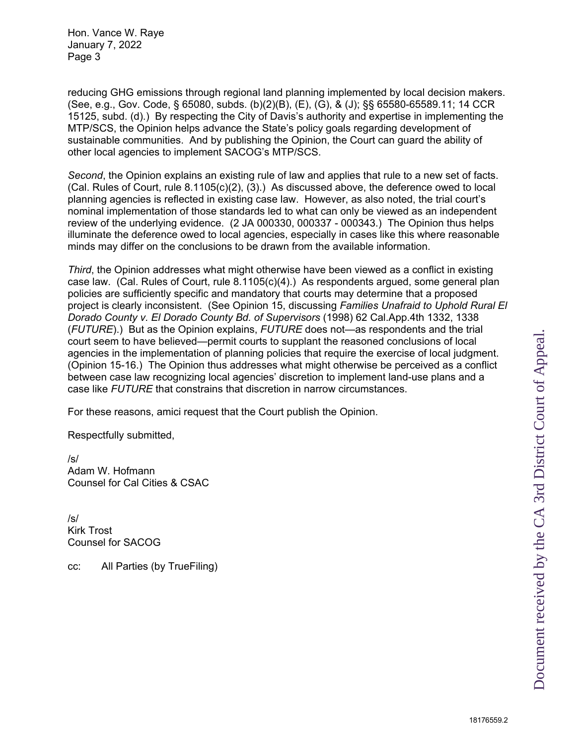reducing GHG emissions through regional land planning implemented by local decision makers. (See, e.g., Gov. Code, § 65080, subds. (b)(2)(B), (E), (G), & (J); §§ 65580-65589.11; 14 CCR 15125, subd. (d).) By respecting the City of Davis's authority and expertise in implementing the MTP/SCS, the Opinion helps advance the State's policy goals regarding development of sustainable communities. And by publishing the Opinion, the Court can guard the ability of other local agencies to implement SACOG's MTP/SCS.

*Second*, the Opinion explains an existing rule of law and applies that rule to a new set of facts. (Cal. Rules of Court, rule 8.1105(c)(2), (3).) As discussed above, the deference owed to local planning agencies is reflected in existing case law. However, as also noted, the trial court's nominal implementation of those standards led to what can only be viewed as an independent review of the underlying evidence. (2 JA 000330, 000337 - 000343.) The Opinion thus helps illuminate the deference owed to local agencies, especially in cases like this where reasonable minds may differ on the conclusions to be drawn from the available information.

*Third*, the Opinion addresses what might otherwise have been viewed as a conflict in existing case law. (Cal. Rules of Court, rule 8.1105(c)(4).) As respondents argued, some general plan policies are sufficiently specific and mandatory that courts may determine that a proposed project is clearly inconsistent. (See Opinion 15, discussing *Families Unafraid to Uphold Rural El Dorado County v. El Dorado County Bd. of Supervisors* (1998) 62 Cal.App.4th 1332, 1338 (*FUTURE*).) But as the Opinion explains, *FUTURE* does not—as respondents and the trial court seem to have believed—permit courts to supplant the reasoned conclusions of local agencies in the implementation of planning policies that require the exercise of local judgment. (Opinion 15-16.) The Opinion thus addresses what might otherwise be perceived as a conflict between case law recognizing local agencies' discretion to implement land-use plans and a case like *FUTURE* that constrains that discretion in narrow circumstances.

For these reasons, amici request that the Court publish the Opinion.

Respectfully submitted,

/s/
Adam W. Hofmann
Counsel for Cal Cities & CSAC

/s/
Kirk Trost
Counsel for SACOG

cc: All Parties (by TrueFiling)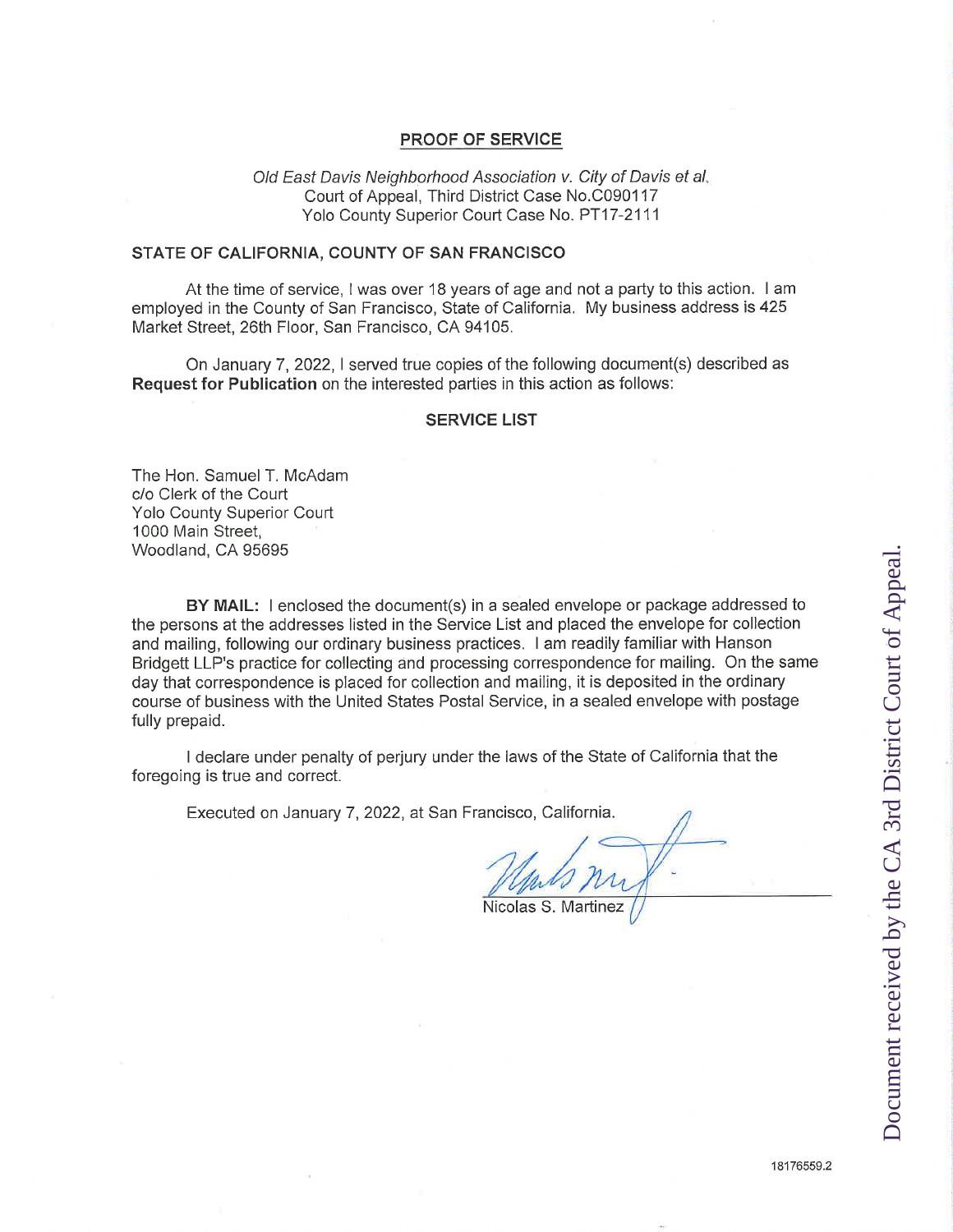## PROOF OF SERVICE

*Old East Davis Neighborhood Association v. City of Davis et al.*
Court of Appeal, Third District Case No.C090117
Yolo County Superior Court Case No. PT17-2111

**STATE OF CALIFORNIA, COUNTY OF SAN FRANCISCO**

At the time of service, I was over 18 years of age and not a party to this action. I am employed in the County of San Francisco, State of California. My business address is 425 Market Street, 26th Floor, San Francisco, CA 94105.

On January 7, 2022, I served true copies of the following document(s) described as **Request for Publication** on the interested parties in this action as follows:

**SERVICE LIST**

The Hon. Samuel T. McAdam
c/o Clerk of the Court
Yolo County Superior Court
1000 Main Street,
Woodland, CA 95695

**BY MAIL:** I enclosed the document(s) in a sealed envelope or package addressed to the persons at the addresses listed in the Service List and placed the envelope for collection and mailing, following our ordinary business practices. I am readily familiar with Hanson Bridgett LLP's practice for collecting and processing correspondence for mailing. On the same day that correspondence is placed for collection and mailing, it is deposited in the ordinary course of business with the United States Postal Service, in a sealed envelope with postage fully prepaid.

I declare under penalty of perjury under the laws of the State of California that the foregoing is true and correct.

Executed on January 7, 2022, at San Francisco, California.

Nicolas S. Martinez

18176559.2

Document received by the CA 3rd District Court of Appeal.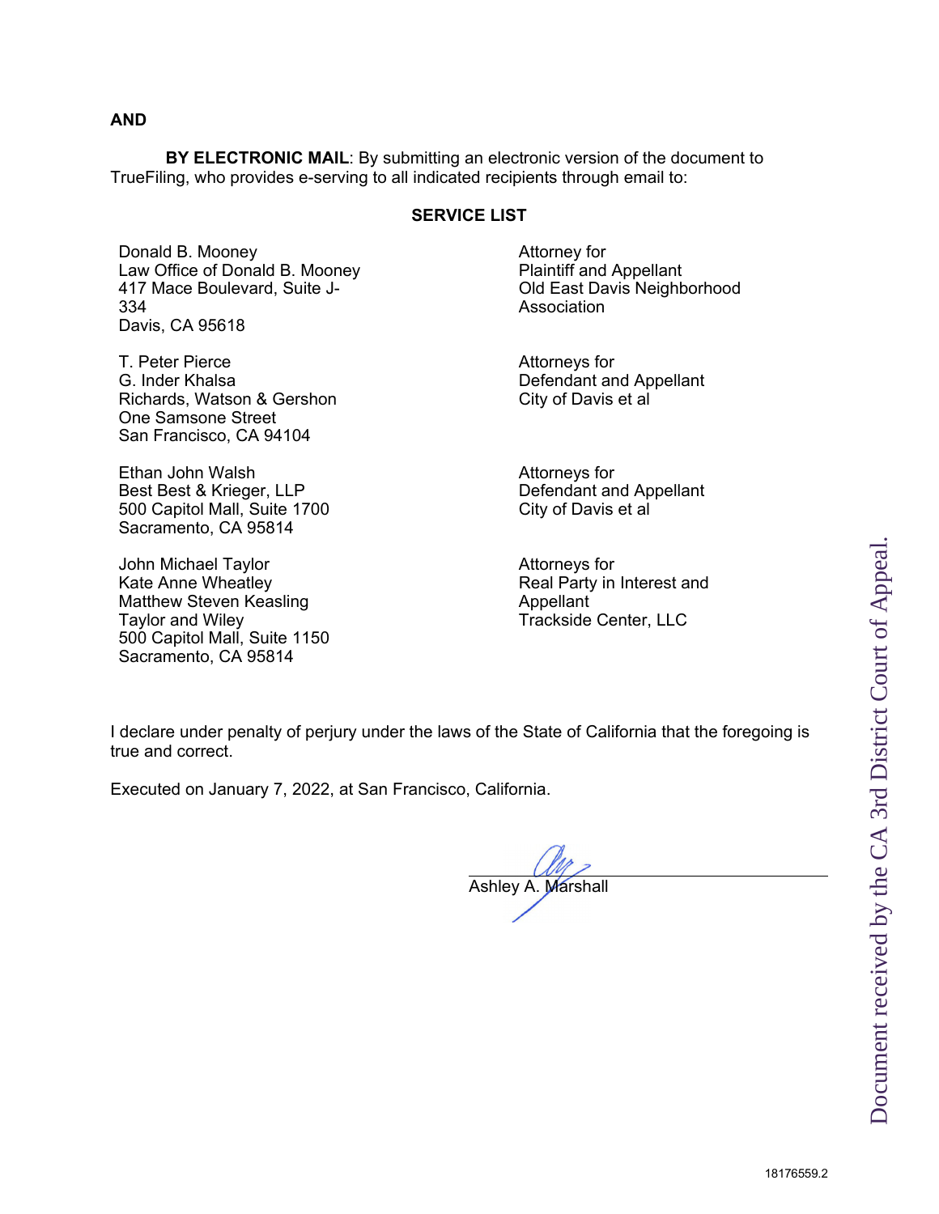**AND**

**BY ELECTRONIC MAIL**: By submitting an electronic version of the document to TrueFiling, who provides e-serving to all indicated recipients through email to:

**SERVICE LIST**

| | |
|---|---|
| Donald B. Mooney<br>Law Office of Donald B. Mooney<br>417 Mace Boulevard, Suite J-334<br>Davis, CA 95618 | Attorney for<br>Plaintiff and Appellant<br>Old East Davis Neighborhood Association |
| T. Peter Pierce<br>G. Inder Khalsa<br>Richards, Watson & Gershon<br>One Samsone Street<br>San Francisco, CA 94104 | Attorneys for<br>Defendant and Appellant<br>City of Davis et al |
| Ethan John Walsh<br>Best Best & Krieger, LLP<br>500 Capitol Mall, Suite 1700<br>Sacramento, CA 95814 | Attorneys for<br>Defendant and Appellant<br>City of Davis et al |
| John Michael Taylor<br>Kate Anne Wheatley<br>Matthew Steven Keasling<br>Taylor and Wiley<br>500 Capitol Mall, Suite 1150<br>Sacramento, CA 95814 | Attorneys for<br>Real Party in Interest and Appellant<br>Trackside Center, LLC |

I declare under penalty of perjury under the laws of the State of California that the foregoing is true and correct.

Executed on January 7, 2022, at San Francisco, California.

Ashley A. Marshall

Document received by the CA 3rd District Court of Appeal.

18176559.2